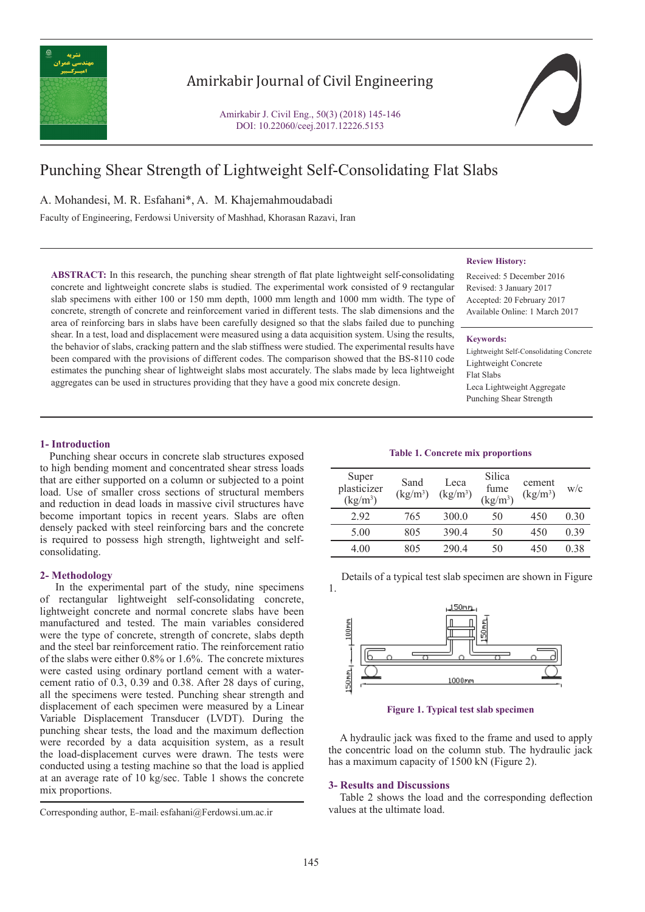# Punching Shear Strength of Lightweight Self-Consolidating Flat Slabs

A. Mohandesi, M. R. Esfahani*, A. M. Khajemahmoudabadi

Faculty of Engineering, Ferdowsi University of Mashhad, Khorasan Razavi, Iran

**Review History:**

Received: 5 December 2016
Revised: 3 January 2017
Accepted: 20 February 2017
Available Online: 1 March 2017

**Keywords:**

Lightweight Self-Consolidating Concrete
Lightweight Concrete
Flat Slabs
Leca Lightweight Aggregate
Punching Shear Strength

**ABSTRACT:** In this research, the punching shear strength of flat plate lightweight self-consolidating concrete and lightweight concrete slabs is studied. The experimental work consisted of 9 rectangular slab specimens with either 100 or 150 mm depth, 1000 mm length and 1000 mm width. The type of concrete, strength of concrete and reinforcement varied in different tests. The slab dimensions and the area of reinforcing bars in slabs have been carefully designed so that the slabs failed due to punching shear. In a test, load and displacement were measured using a data acquisition system. Using the results, the behavior of slabs, cracking pattern and the slab stiffness were studied. The experimental results have been compared with the provisions of different codes. The comparison showed that the BS-8110 code estimates the punching shear of lightweight slabs most accurately. The slabs made by leca lightweight aggregates can be used in structures providing that they have a good mix concrete design.

## 1- Introduction

Punching shear occurs in concrete slab structures exposed to high bending moment and concentrated shear stress loads that are either supported on a column or subjected to a point load. Use of smaller cross sections of structural members and reduction in dead loads in massive civil structures have become important topics in recent years. Slabs are often densely packed with steel reinforcing bars and the concrete is required to possess high strength, lightweight and self-consolidating.

## 2- Methodology

In the experimental part of the study, nine specimens of rectangular lightweight self-consolidating concrete, lightweight concrete and normal concrete slabs have been manufactured and tested. The main variables considered were the type of concrete, strength of concrete, slabs depth and the steel bar reinforcement ratio. The reinforcement ratio of the slabs were either 0.8% or 1.6%. The concrete mixtures were casted using ordinary portland cement with a water-cement ratio of 0.3, 0.39 and 0.38. After 28 days of curing, all the specimens were tested. Punching shear strength and displacement of each specimen were measured by a Linear Variable Displacement Transducer (LVDT). During the punching shear tests, the load and the maximum deflection were recorded by a data acquisition system, as a result the load-displacement curves were drawn. The tests were conducted using a testing machine so that the load is applied at an average rate of 10 kg/sec. Table 1 shows the concrete mix proportions.

**Table 1. Concrete mix proportions**

| Super plasticizer ($kg/m^3$) | Sand ($kg/m^3$) | Leca ($kg/m^3$) | Silica fume ($kg/m^3$) | cement ($kg/m^3$) | w/c |
|---|---|---|---|---|---|
| 2.92 | 765 | 300.0 | 50 | 450 | 0.30 |
| 5.00 | 805 | 390.4 | 50 | 450 | 0.39 |
| 4.00 | 805 | 290.4 | 50 | 450 | 0.38 |

Details of a typical test slab specimen are shown in Figure 1.

**Figure 1. Typical test slab specimen**

A hydraulic jack was fixed to the frame and used to apply the concentric load on the column stub. The hydraulic jack has a maximum capacity of 1500 kN (Figure 2).

## 3- Results and Discussions

Table 2 shows the load and the corresponding deflection values at the ultimate load.

Corresponding author, E-mail: esfahani@Ferdowsi.um.ac.ir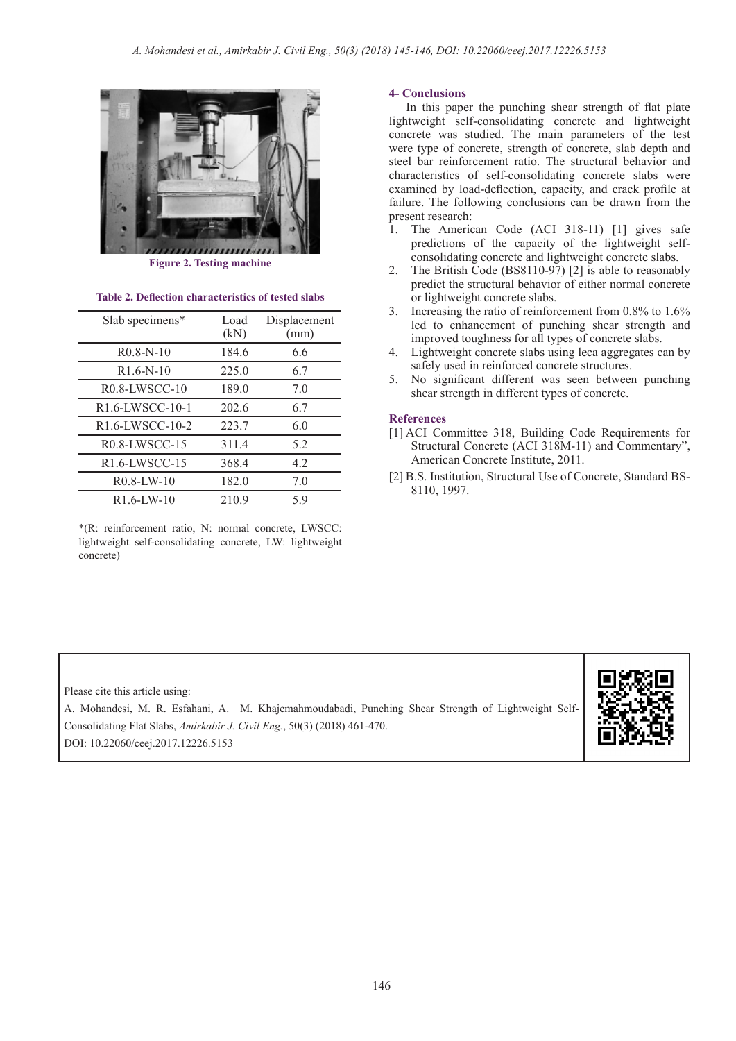Figure 2. Testing machine

Table 2. Deflection characteristics of tested slabs

| Slab specimens* | Load (kN) | Displacement (mm) |
|---|---|---|
| R0.8-N-10 | 184.6 | 6.6 |
| R1.6-N-10 | 225.0 | 6.7 |
| R0.8-LWSCC-10 | 189.0 | 7.0 |
| R1.6-LWSCC-10-1 | 202.6 | 6.7 |
| R1.6-LWSCC-10-2 | 223.7 | 6.0 |
| R0.8-LWSCC-15 | 311.4 | 5.2 |
| R1.6-LWSCC-15 | 368.4 | 4.2 |
| R0.8-LW-10 | 182.0 | 7.0 |
| R1.6-LW-10 | 210.9 | 5.9 |

*(R: reinforcement ratio, N: normal concrete, LWSCC: lightweight self-consolidating concrete, LW: lightweight concrete)

## 4- Conclusions

In this paper the punching shear strength of flat plate lightweight self-consolidating concrete and lightweight concrete was studied. The main parameters of the test were type of concrete, strength of concrete, slab depth and steel bar reinforcement ratio. The structural behavior and characteristics of self-consolidating concrete slabs were examined by load-deflection, capacity, and crack profile at failure. The following conclusions can be drawn from the present research:

1. The American Code (ACI 318-11) [1] gives safe predictions of the capacity of the lightweight self-consolidating concrete and lightweight concrete slabs.
2. The British Code (BS8110-97) [2] is able to reasonably predict the structural behavior of either normal concrete or lightweight concrete slabs.
3. Increasing the ratio of reinforcement from 0.8% to 1.6% led to enhancement of punching shear strength and improved toughness for all types of concrete slabs.
4. Lightweight concrete slabs using leca aggregates can by safely used in reinforced concrete structures.
5. No significant different was seen between punching shear strength in different types of concrete.

## References

[1] ACI Committee 318, Building Code Requirements for Structural Concrete (ACI 318M-11) and Commentary", American Concrete Institute, 2011.

[2] B.S. Institution, Structural Use of Concrete, Standard BS-8110, 1997.

Please cite this article using:

A. Mohandesi, M. R. Esfahani, A. M. Khajemahmoudabadi, Punching Shear Strength of Lightweight Self-Consolidating Flat Slabs, *Amirkabir J. Civil Eng.*, 50(3) (2018) 461-470.

DOI: 10.22060/ceej.2017.12226.5153